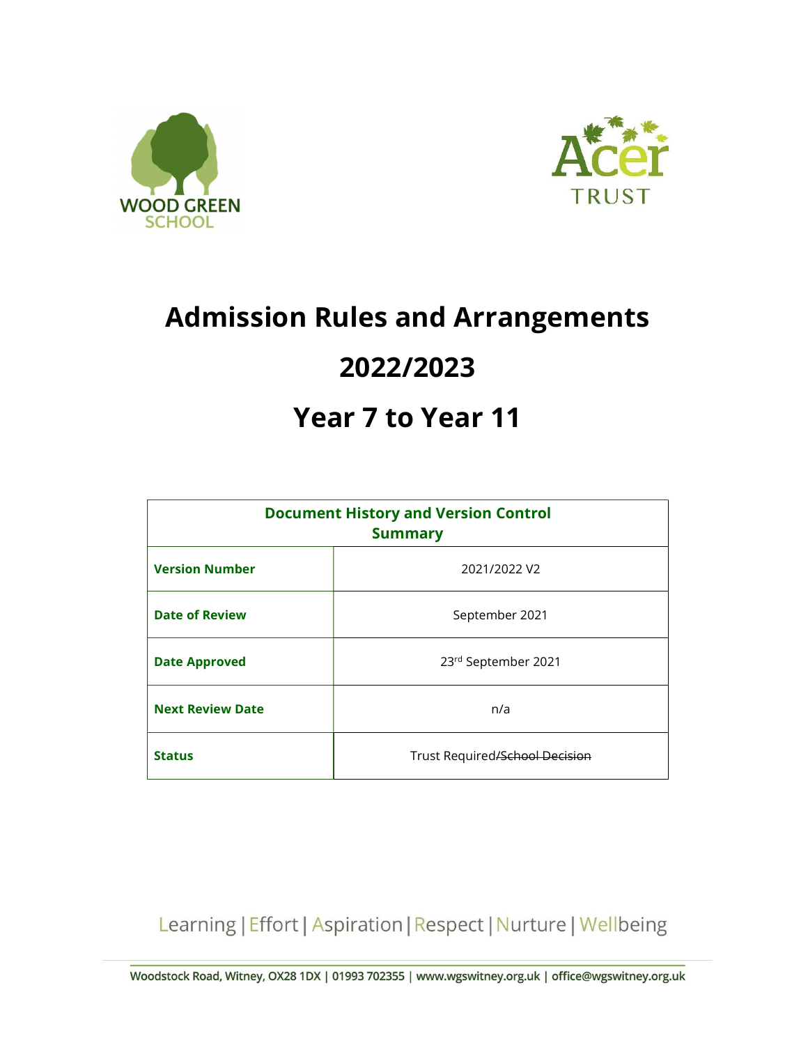# Admission Rules and Arrangements

# 2022/2023

# Year 7 to Year 11

| Document History and Version Control Summary | |
|---|---|
| **Version Number** | 2021/2022 V2 |
| **Date of Review** | September 2021 |
| **Date Approved** | 23rd September 2021 |
| **Next Review Date** | n/a |
| **Status** | Trust Required/~~School Decision~~ |

Learning | Effort | Aspiration | Respect | Nurture | Wellbeing

Woodstock Road, Witney, OX28 1DX | 01993 702355 | www.wgswitney.org.uk | office@wgswitney.org.uk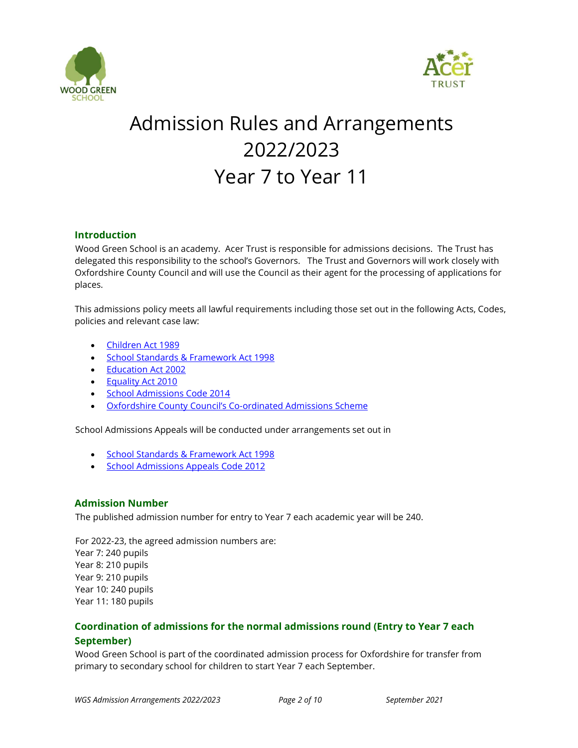# Admission Rules and Arrangements 2022/2023 Year 7 to Year 11

## Introduction

Wood Green School is an academy. Acer Trust is responsible for admissions decisions. The Trust has delegated this responsibility to the school's Governors. The Trust and Governors will work closely with Oxfordshire County Council and will use the Council as their agent for the processing of applications for places.

This admissions policy meets all lawful requirements including those set out in the following Acts, Codes, policies and relevant case law:

- Children Act 1989
- School Standards & Framework Act 1998
- Education Act 2002
- Equality Act 2010
- School Admissions Code 2014
- Oxfordshire County Council's Co-ordinated Admissions Scheme

School Admissions Appeals will be conducted under arrangements set out in

- School Standards & Framework Act 1998
- School Admissions Appeals Code 2012

## Admission Number

The published admission number for entry to Year 7 each academic year will be 240.

For 2022-23, the agreed admission numbers are:
Year 7: 240 pupils
Year 8: 210 pupils
Year 9: 210 pupils
Year 10: 240 pupils
Year 11: 180 pupils

## Coordination of admissions for the normal admissions round (Entry to Year 7 each September)

Wood Green School is part of the coordinated admission process for Oxfordshire for transfer from primary to secondary school for children to start Year 7 each September.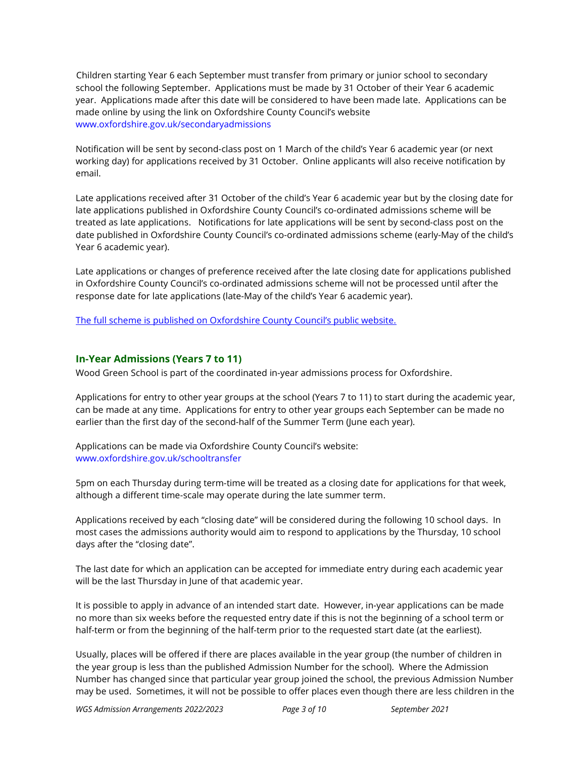Children starting Year 6 each September must transfer from primary or junior school to secondary school the following September. Applications must be made by 31 October of their Year 6 academic year. Applications made after this date will be considered to have been made late. Applications can be made online by using the link on Oxfordshire County Council's website www.oxfordshire.gov.uk/secondaryadmissions

Notification will be sent by second-class post on 1 March of the child's Year 6 academic year (or next working day) for applications received by 31 October. Online applicants will also receive notification by email.

Late applications received after 31 October of the child's Year 6 academic year but by the closing date for late applications published in Oxfordshire County Council's co-ordinated admissions scheme will be treated as late applications. Notifications for late applications will be sent by second-class post on the date published in Oxfordshire County Council's co-ordinated admissions scheme (early-May of the child's Year 6 academic year).

Late applications or changes of preference received after the late closing date for applications published in Oxfordshire County Council's co-ordinated admissions scheme will not be processed until after the response date for late applications (late-May of the child's Year 6 academic year).

[The full scheme is published on Oxfordshire County Council's public website.]

## In-Year Admissions (Years 7 to 11)

Wood Green School is part of the coordinated in-year admissions process for Oxfordshire.

Applications for entry to other year groups at the school (Years 7 to 11) to start during the academic year, can be made at any time. Applications for entry to other year groups each September can be made no earlier than the first day of the second-half of the Summer Term (June each year).

Applications can be made via Oxfordshire County Council's website:
www.oxfordshire.gov.uk/schooltransfer

5pm on each Thursday during term-time will be treated as a closing date for applications for that week, although a different time-scale may operate during the late summer term.

Applications received by each "closing date" will be considered during the following 10 school days. In most cases the admissions authority would aim to respond to applications by the Thursday, 10 school days after the "closing date".

The last date for which an application can be accepted for immediate entry during each academic year will be the last Thursday in June of that academic year.

It is possible to apply in advance of an intended start date. However, in-year applications can be made no more than six weeks before the requested entry date if this is not the beginning of a school term or half-term or from the beginning of the half-term prior to the requested start date (at the earliest).

Usually, places will be offered if there are places available in the year group (the number of children in the year group is less than the published Admission Number for the school). Where the Admission Number has changed since that particular year group joined the school, the previous Admission Number may be used. Sometimes, it will not be possible to offer places even though there are less children in the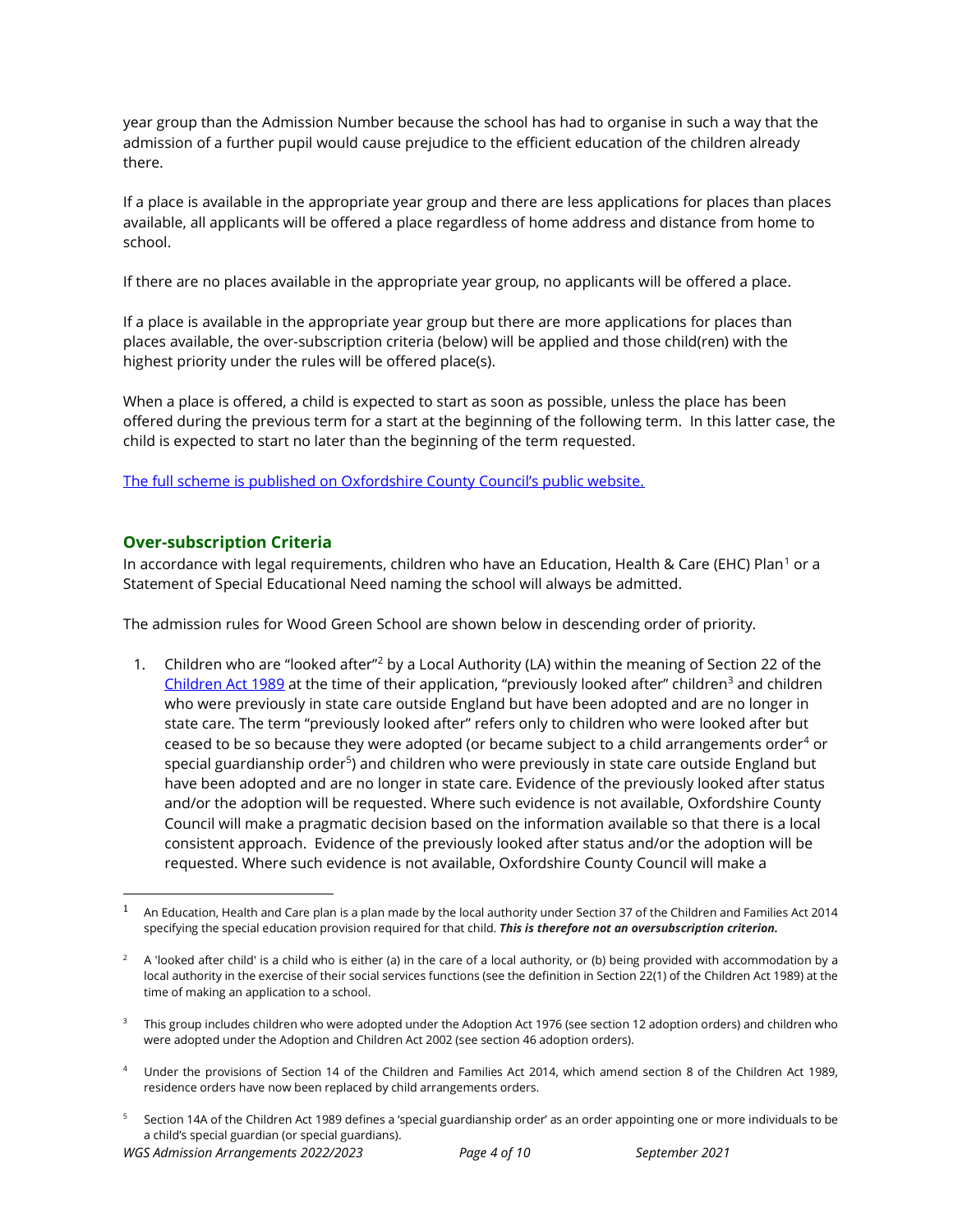year group than the Admission Number because the school has had to organise in such a way that the admission of a further pupil would cause prejudice to the efficient education of the children already there.

If a place is available in the appropriate year group and there are less applications for places than places available, all applicants will be offered a place regardless of home address and distance from home to school.

If there are no places available in the appropriate year group, no applicants will be offered a place.

If a place is available in the appropriate year group but there are more applications for places than places available, the over-subscription criteria (below) will be applied and those child(ren) with the highest priority under the rules will be offered place(s).

When a place is offered, a child is expected to start as soon as possible, unless the place has been offered during the previous term for a start at the beginning of the following term. In this latter case, the child is expected to start no later than the beginning of the term requested.

[The full scheme is published on Oxfordshire County Council's public website.]

## Over-subscription Criteria

In accordance with legal requirements, children who have an Education, Health & Care (EHC) Plan[1] or a Statement of Special Educational Need naming the school will always be admitted.

The admission rules for Wood Green School are shown below in descending order of priority.

1. Children who are "looked after"[2] by a Local Authority (LA) within the meaning of Section 22 of the [Children Act 1989] at the time of their application, "previously looked after" children[3] and children who were previously in state care outside England but have been adopted and are no longer in state care. The term "previously looked after" refers only to children who were looked after but ceased to be so because they were adopted (or became subject to a child arrangements order[4] or special guardianship order[5]) and children who were previously in state care outside England but have been adopted and are no longer in state care. Evidence of the previously looked after status and/or the adoption will be requested. Where such evidence is not available, Oxfordshire County Council will make a pragmatic decision based on the information available so that there is a local consistent approach. Evidence of the previously looked after status and/or the adoption will be requested. Where such evidence is not available, Oxfordshire County Council will make a

---

[1] An Education, Health and Care plan is a plan made by the local authority under Section 37 of the Children and Families Act 2014 specifying the special education provision required for that child. ***This is therefore not an oversubscription criterion.***

[2] A 'looked after child' is a child who is either (a) in the care of a local authority, or (b) being provided with accommodation by a local authority in the exercise of their social services functions (see the definition in Section 22(1) of the Children Act 1989) at the time of making an application to a school.

[3] This group includes children who were adopted under the Adoption Act 1976 (see section 12 adoption orders) and children who were adopted under the Adoption and Children Act 2002 (see section 46 adoption orders).

[4] Under the provisions of Section 14 of the Children and Families Act 2014, which amend section 8 of the Children Act 1989, residence orders have now been replaced by child arrangements orders.

[5] Section 14A of the Children Act 1989 defines a 'special guardianship order' as an order appointing one or more individuals to be a child's special guardian (or special guardians).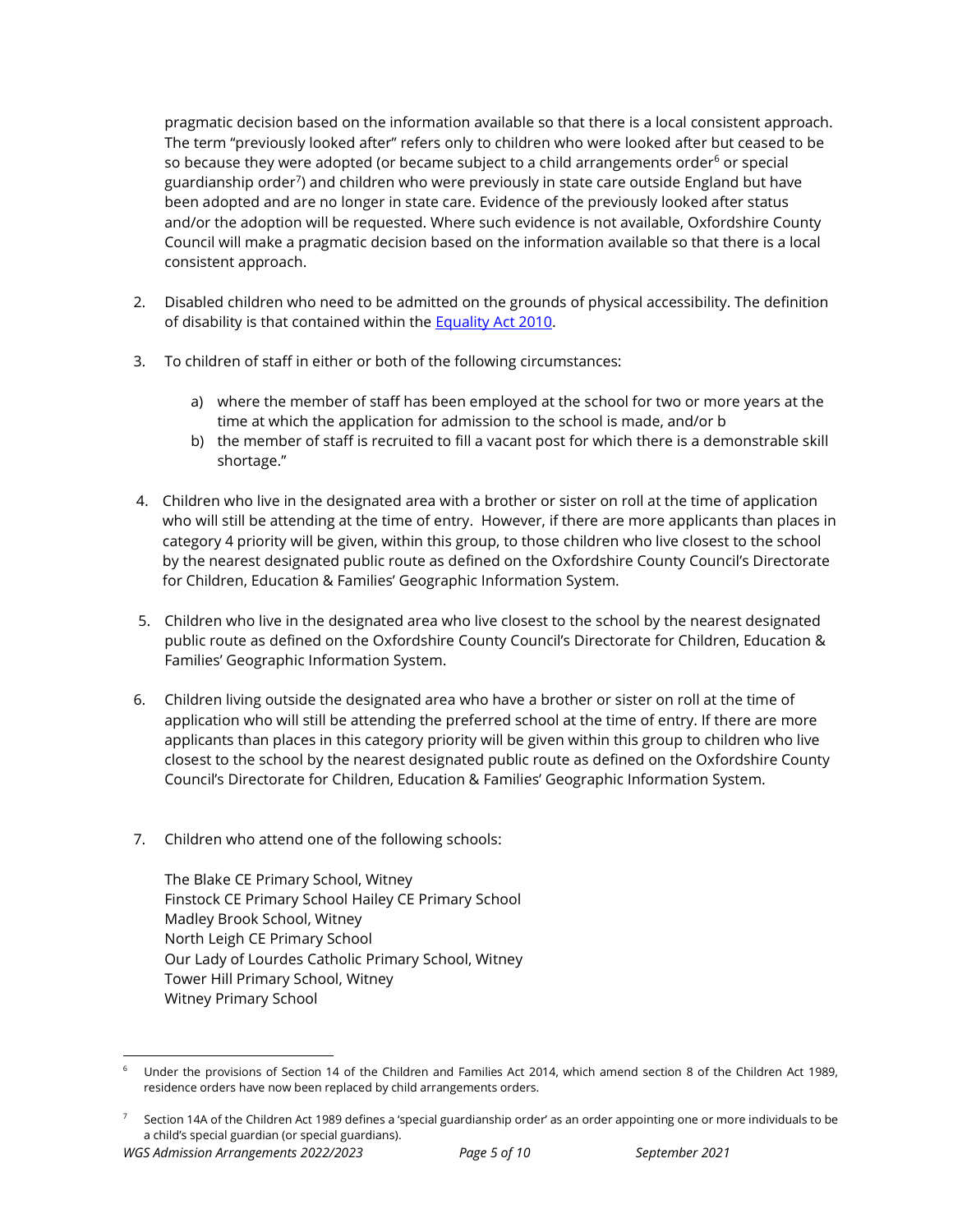pragmatic decision based on the information available so that there is a local consistent approach. The term "previously looked after" refers only to children who were looked after but ceased to be so because they were adopted (or became subject to a child arrangements order[6] or special guardianship order[7]) and children who were previously in state care outside England but have been adopted and are no longer in state care. Evidence of the previously looked after status and/or the adoption will be requested. Where such evidence is not available, Oxfordshire County Council will make a pragmatic decision based on the information available so that there is a local consistent approach.

2. Disabled children who need to be admitted on the grounds of physical accessibility. The definition of disability is that contained within the [Equality Act 2010](https://www.legislation.gov.uk/ukpga/2010/15/contents).

3. To children of staff in either or both of the following circumstances:

   a) where the member of staff has been employed at the school for two or more years at the time at which the application for admission to the school is made, and/or b
   b) the member of staff is recruited to fill a vacant post for which there is a demonstrable skill shortage."

4. Children who live in the designated area with a brother or sister on roll at the time of application who will still be attending at the time of entry. However, if there are more applicants than places in category 4 priority will be given, within this group, to those children who live closest to the school by the nearest designated public route as defined on the Oxfordshire County Council's Directorate for Children, Education & Families' Geographic Information System.

5. Children who live in the designated area who live closest to the school by the nearest designated public route as defined on the Oxfordshire County Council's Directorate for Children, Education & Families' Geographic Information System.

6. Children living outside the designated area who have a brother or sister on roll at the time of application who will still be attending the preferred school at the time of entry. If there are more applicants than places in this category priority will be given within this group to children who live closest to the school by the nearest designated public route as defined on the Oxfordshire County Council's Directorate for Children, Education & Families' Geographic Information System.

7. Children who attend one of the following schools:

   The Blake CE Primary School, Witney
   Finstock CE Primary School Hailey CE Primary School
   Madley Brook School, Witney
   North Leigh CE Primary School
   Our Lady of Lourdes Catholic Primary School, Witney
   Tower Hill Primary School, Witney
   Witney Primary School

---

[6] Under the provisions of Section 14 of the Children and Families Act 2014, which amend section 8 of the Children Act 1989, residence orders have now been replaced by child arrangements orders.

[7] Section 14A of the Children Act 1989 defines a 'special guardianship order' as an order appointing one or more individuals to be a child's special guardian (or special guardians).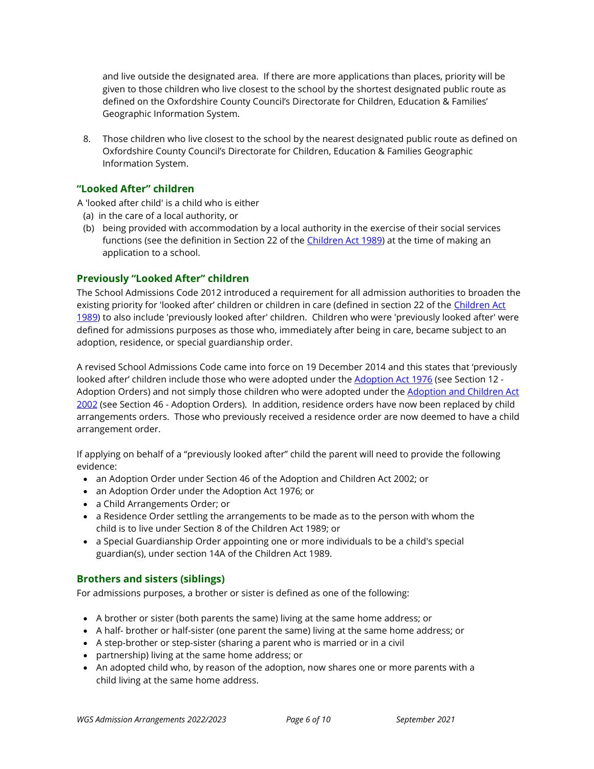and live outside the designated area. If there are more applications than places, priority will be given to those children who live closest to the school by the shortest designated public route as defined on the Oxfordshire County Council's Directorate for Children, Education & Families' Geographic Information System.

8. Those children who live closest to the school by the nearest designated public route as defined on Oxfordshire County Council's Directorate for Children, Education & Families Geographic Information System.

## "Looked After" children

A 'looked after child' is a child who is either

(a) in the care of a local authority, or

(b) being provided with accommodation by a local authority in the exercise of their social services functions (see the definition in Section 22 of the Children Act 1989) at the time of making an application to a school.

## Previously "Looked After" children

The School Admissions Code 2012 introduced a requirement for all admission authorities to broaden the existing priority for 'looked after' children or children in care (defined in section 22 of the Children Act 1989) to also include 'previously looked after' children. Children who were 'previously looked after' were defined for admissions purposes as those who, immediately after being in care, became subject to an adoption, residence, or special guardianship order.

A revised School Admissions Code came into force on 19 December 2014 and this states that 'previously looked after' children include those who were adopted under the Adoption Act 1976 (see Section 12 - Adoption Orders) and not simply those children who were adopted under the Adoption and Children Act 2002 (see Section 46 - Adoption Orders). In addition, residence orders have now been replaced by child arrangements orders. Those who previously received a residence order are now deemed to have a child arrangement order.

If applying on behalf of a "previously looked after" child the parent will need to provide the following evidence:

- an Adoption Order under Section 46 of the Adoption and Children Act 2002; or
- an Adoption Order under the Adoption Act 1976; or
- a Child Arrangements Order; or
- a Residence Order settling the arrangements to be made as to the person with whom the child is to live under Section 8 of the Children Act 1989; or
- a Special Guardianship Order appointing one or more individuals to be a child's special guardian(s), under section 14A of the Children Act 1989.

## Brothers and sisters (siblings)

For admissions purposes, a brother or sister is defined as one of the following:

- A brother or sister (both parents the same) living at the same home address; or
- A half- brother or half-sister (one parent the same) living at the same home address; or
- A step-brother or step-sister (sharing a parent who is married or in a civil
- partnership) living at the same home address; or
- An adopted child who, by reason of the adoption, now shares one or more parents with a child living at the same home address.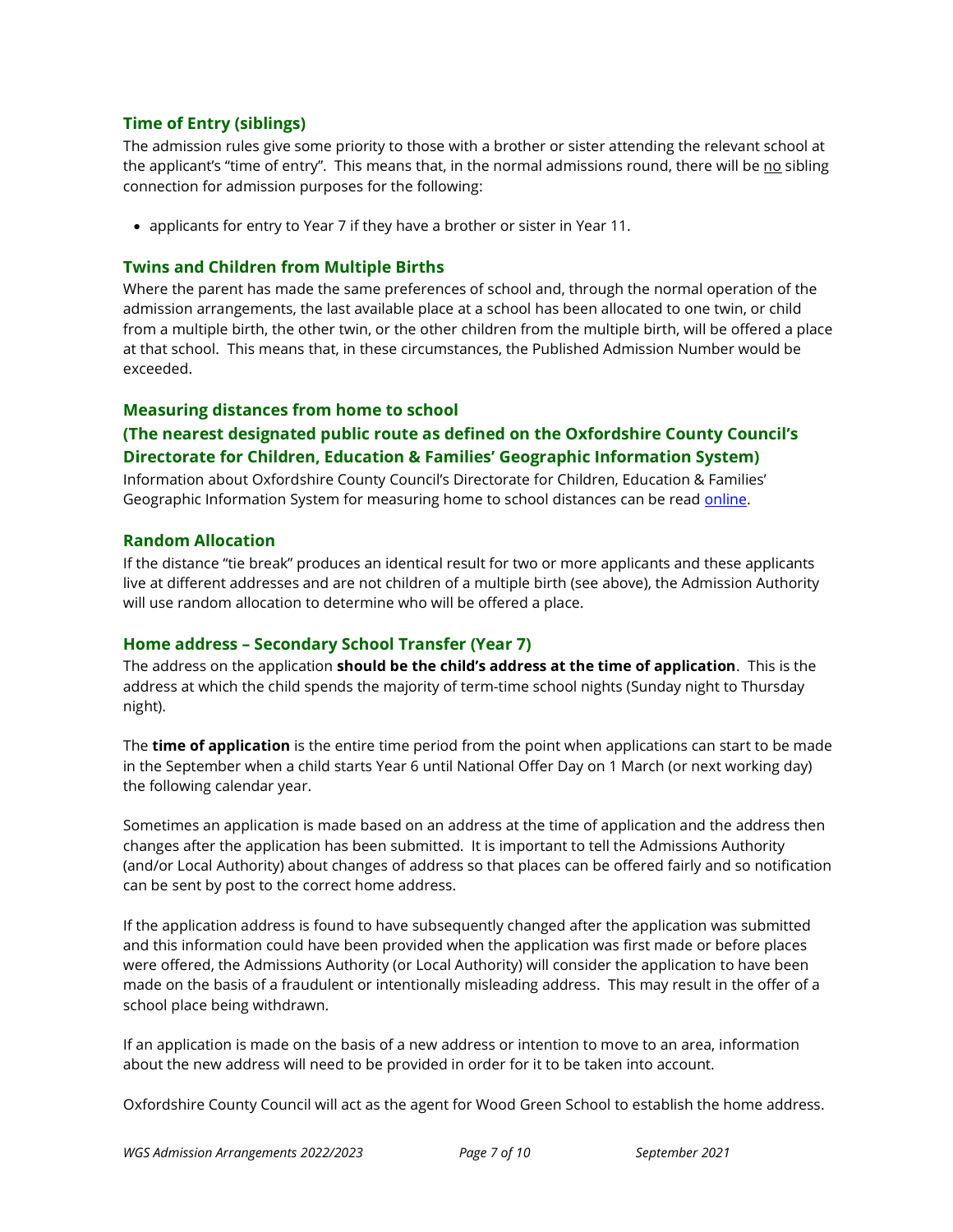### Time of Entry (siblings)

The admission rules give some priority to those with a brother or sister attending the relevant school at the applicant's "time of entry". This means that, in the normal admissions round, there will be <u>no</u> sibling connection for admission purposes for the following:

- applicants for entry to Year 7 if they have a brother or sister in Year 11.

### Twins and Children from Multiple Births

Where the parent has made the same preferences of school and, through the normal operation of the admission arrangements, the last available place at a school has been allocated to one twin, or child from a multiple birth, the other twin, or the other children from the multiple birth, will be offered a place at that school. This means that, in these circumstances, the Published Admission Number would be exceeded.

### Measuring distances from home to school
### (The nearest designated public route as defined on the Oxfordshire County Council's Directorate for Children, Education & Families' Geographic Information System)

Information about Oxfordshire County Council's Directorate for Children, Education & Families' Geographic Information System for measuring home to school distances can be read online.

### Random Allocation

If the distance "tie break" produces an identical result for two or more applicants and these applicants live at different addresses and are not children of a multiple birth (see above), the Admission Authority will use random allocation to determine who will be offered a place.

### Home address – Secondary School Transfer (Year 7)

The address on the application **should be the child's address at the time of application**. This is the address at which the child spends the majority of term-time school nights (Sunday night to Thursday night).

The **time of application** is the entire time period from the point when applications can start to be made in the September when a child starts Year 6 until National Offer Day on 1 March (or next working day) the following calendar year.

Sometimes an application is made based on an address at the time of application and the address then changes after the application has been submitted. It is important to tell the Admissions Authority (and/or Local Authority) about changes of address so that places can be offered fairly and so notification can be sent by post to the correct home address.

If the application address is found to have subsequently changed after the application was submitted and this information could have been provided when the application was first made or before places were offered, the Admissions Authority (or Local Authority) will consider the application to have been made on the basis of a fraudulent or intentionally misleading address. This may result in the offer of a school place being withdrawn.

If an application is made on the basis of a new address or intention to move to an area, information about the new address will need to be provided in order for it to be taken into account.

Oxfordshire County Council will act as the agent for Wood Green School to establish the home address.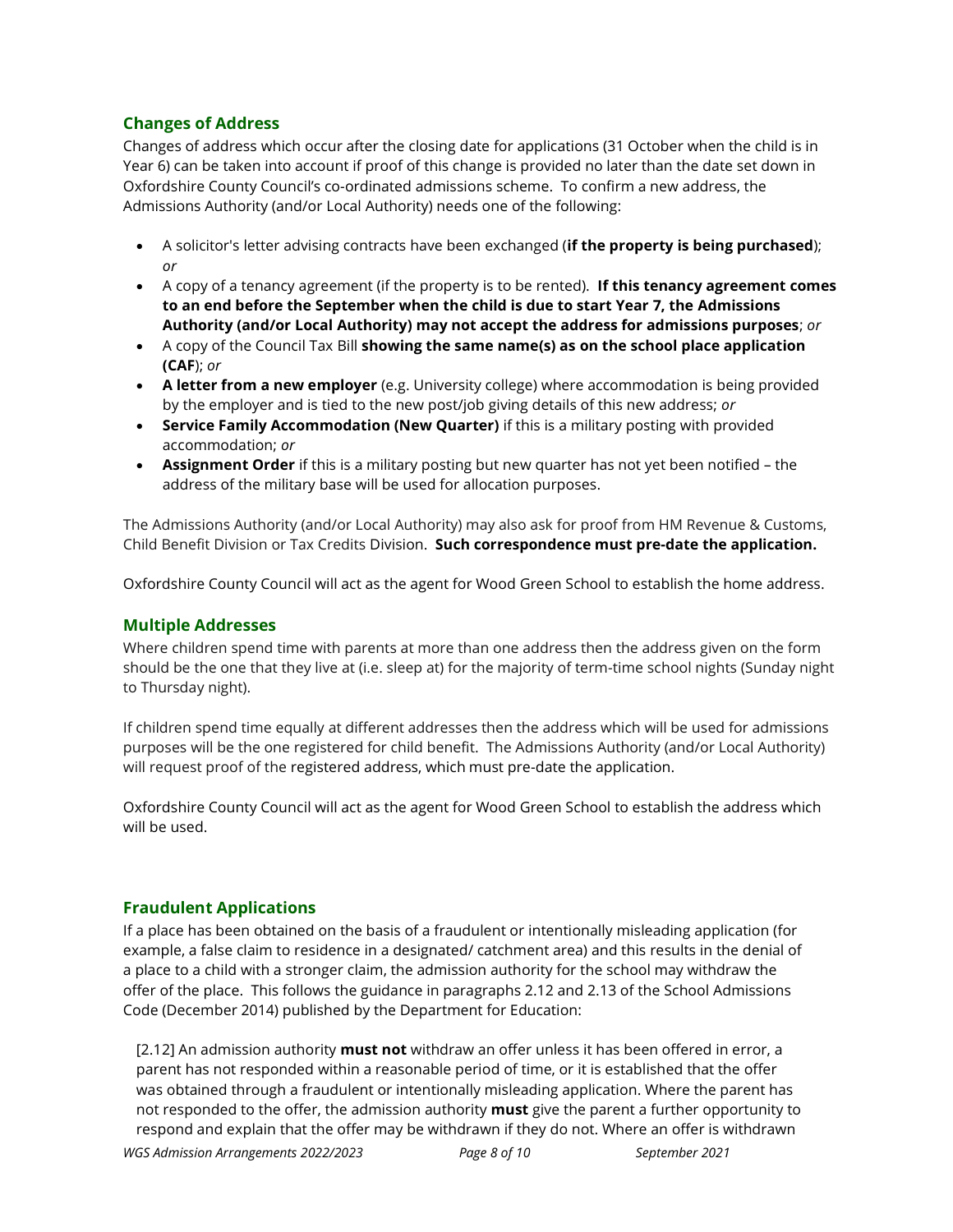## Changes of Address

Changes of address which occur after the closing date for applications (31 October when the child is in Year 6) can be taken into account if proof of this change is provided no later than the date set down in Oxfordshire County Council's co-ordinated admissions scheme. To confirm a new address, the Admissions Authority (and/or Local Authority) needs one of the following:

- A solicitor's letter advising contracts have been exchanged (**if the property is being purchased**); *or*
- A copy of a tenancy agreement (if the property is to be rented). **If this tenancy agreement comes to an end before the September when the child is due to start Year 7, the Admissions Authority (and/or Local Authority) may not accept the address for admissions purposes**; *or*
- A copy of the Council Tax Bill **showing the same name(s) as on the school place application (CAF**); *or*
- **A letter from a new employer** (e.g. University college) where accommodation is being provided by the employer and is tied to the new post/job giving details of this new address; *or*
- **Service Family Accommodation (New Quarter)** if this is a military posting with provided accommodation; *or*
- **Assignment Order** if this is a military posting but new quarter has not yet been notified – the address of the military base will be used for allocation purposes.

The Admissions Authority (and/or Local Authority) may also ask for proof from HM Revenue & Customs, Child Benefit Division or Tax Credits Division. **Such correspondence must pre-date the application.**

Oxfordshire County Council will act as the agent for Wood Green School to establish the home address.

## Multiple Addresses

Where children spend time with parents at more than one address then the address given on the form should be the one that they live at (i.e. sleep at) for the majority of term-time school nights (Sunday night to Thursday night).

If children spend time equally at different addresses then the address which will be used for admissions purposes will be the one registered for child benefit. The Admissions Authority (and/or Local Authority) will request proof of the registered address, which must pre-date the application.

Oxfordshire County Council will act as the agent for Wood Green School to establish the address which will be used.

## Fraudulent Applications

If a place has been obtained on the basis of a fraudulent or intentionally misleading application (for example, a false claim to residence in a designated/ catchment area) and this results in the denial of a place to a child with a stronger claim, the admission authority for the school may withdraw the offer of the place. This follows the guidance in paragraphs 2.12 and 2.13 of the School Admissions Code (December 2014) published by the Department for Education:

> [2.12] An admission authority **must not** withdraw an offer unless it has been offered in error, a parent has not responded within a reasonable period of time, or it is established that the offer was obtained through a fraudulent or intentionally misleading application. Where the parent has not responded to the offer, the admission authority **must** give the parent a further opportunity to respond and explain that the offer may be withdrawn if they do not. Where an offer is withdrawn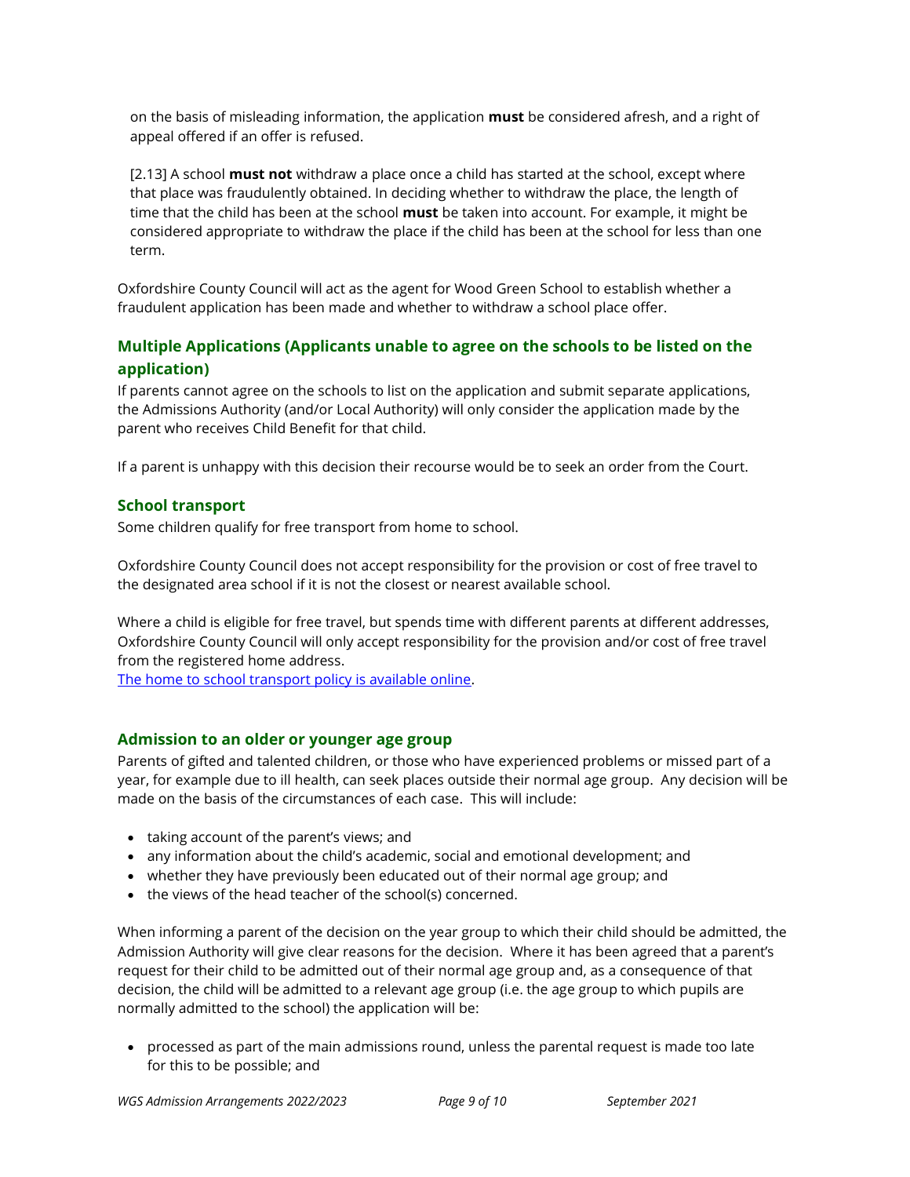on the basis of misleading information, the application **must** be considered afresh, and a right of appeal offered if an offer is refused.

[2.13] A school **must not** withdraw a place once a child has started at the school, except where that place was fraudulently obtained. In deciding whether to withdraw the place, the length of time that the child has been at the school **must** be taken into account. For example, it might be considered appropriate to withdraw the place if the child has been at the school for less than one term.

Oxfordshire County Council will act as the agent for Wood Green School to establish whether a fraudulent application has been made and whether to withdraw a school place offer.

### Multiple Applications (Applicants unable to agree on the schools to be listed on the application)

If parents cannot agree on the schools to list on the application and submit separate applications, the Admissions Authority (and/or Local Authority) will only consider the application made by the parent who receives Child Benefit for that child.

If a parent is unhappy with this decision their recourse would be to seek an order from the Court.

### School transport

Some children qualify for free transport from home to school.

Oxfordshire County Council does not accept responsibility for the provision or cost of free travel to the designated area school if it is not the closest or nearest available school.

Where a child is eligible for free travel, but spends time with different parents at different addresses, Oxfordshire County Council will only accept responsibility for the provision and/or cost of free travel from the registered home address.
The home to school transport policy is available online.

### Admission to an older or younger age group

Parents of gifted and talented children, or those who have experienced problems or missed part of a year, for example due to ill health, can seek places outside their normal age group. Any decision will be made on the basis of the circumstances of each case. This will include:

- taking account of the parent's views; and
- any information about the child's academic, social and emotional development; and
- whether they have previously been educated out of their normal age group; and
- the views of the head teacher of the school(s) concerned.

When informing a parent of the decision on the year group to which their child should be admitted, the Admission Authority will give clear reasons for the decision. Where it has been agreed that a parent's request for their child to be admitted out of their normal age group and, as a consequence of that decision, the child will be admitted to a relevant age group (i.e. the age group to which pupils are normally admitted to the school) the application will be:

- processed as part of the main admissions round, unless the parental request is made too late for this to be possible; and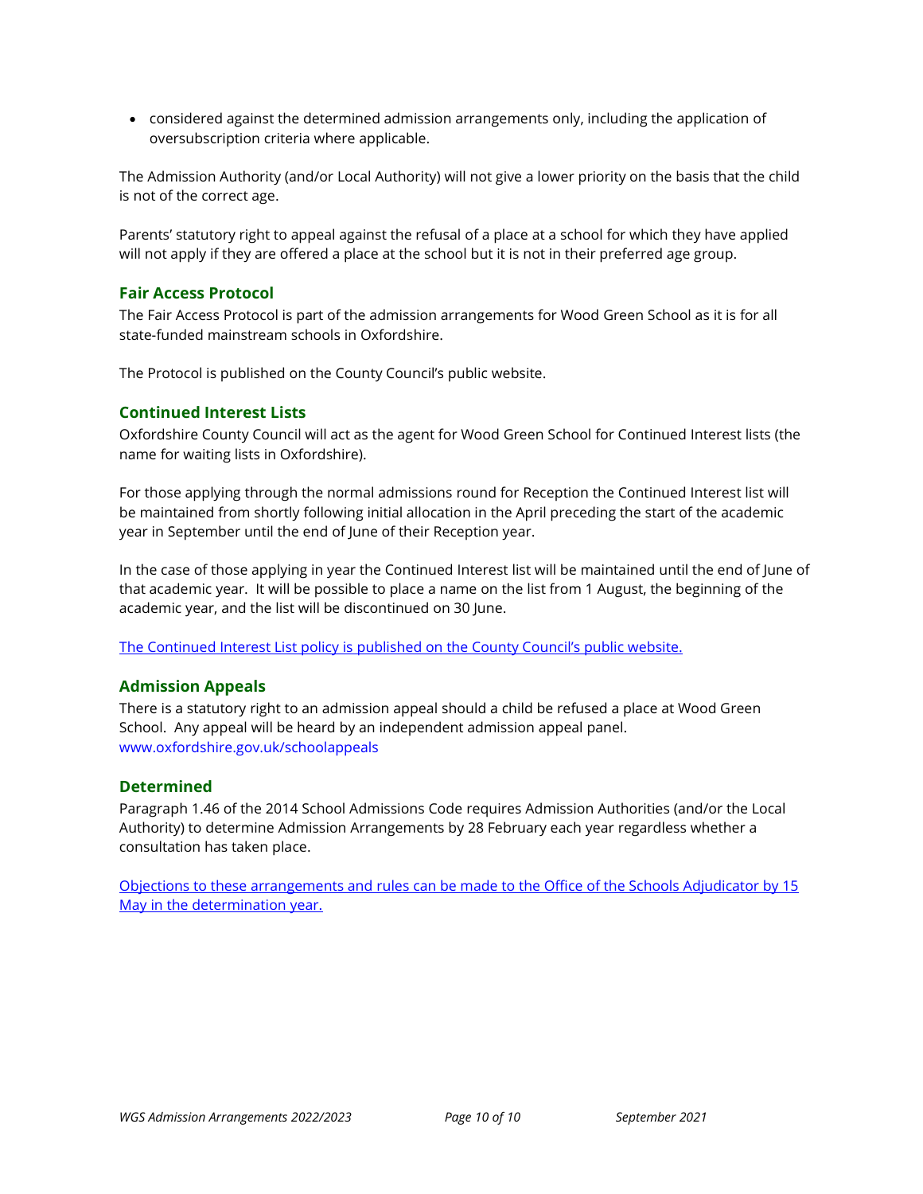- considered against the determined admission arrangements only, including the application of oversubscription criteria where applicable.

The Admission Authority (and/or Local Authority) will not give a lower priority on the basis that the child is not of the correct age.

Parents' statutory right to appeal against the refusal of a place at a school for which they have applied will not apply if they are offered a place at the school but it is not in their preferred age group.

## Fair Access Protocol

The Fair Access Protocol is part of the admission arrangements for Wood Green School as it is for all state-funded mainstream schools in Oxfordshire.

The Protocol is published on the County Council's public website.

## Continued Interest Lists

Oxfordshire County Council will act as the agent for Wood Green School for Continued Interest lists (the name for waiting lists in Oxfordshire).

For those applying through the normal admissions round for Reception the Continued Interest list will be maintained from shortly following initial allocation in the April preceding the start of the academic year in September until the end of June of their Reception year.

In the case of those applying in year the Continued Interest list will be maintained until the end of June of that academic year. It will be possible to place a name on the list from 1 August, the beginning of the academic year, and the list will be discontinued on 30 June.

The Continued Interest List policy is published on the County Council's public website.

## Admission Appeals

There is a statutory right to an admission appeal should a child be refused a place at Wood Green School. Any appeal will be heard by an independent admission appeal panel.
www.oxfordshire.gov.uk/schoolappeals

## Determined

Paragraph 1.46 of the 2014 School Admissions Code requires Admission Authorities (and/or the Local Authority) to determine Admission Arrangements by 28 February each year regardless whether a consultation has taken place.

Objections to these arrangements and rules can be made to the Office of the Schools Adjudicator by 15 May in the determination year.